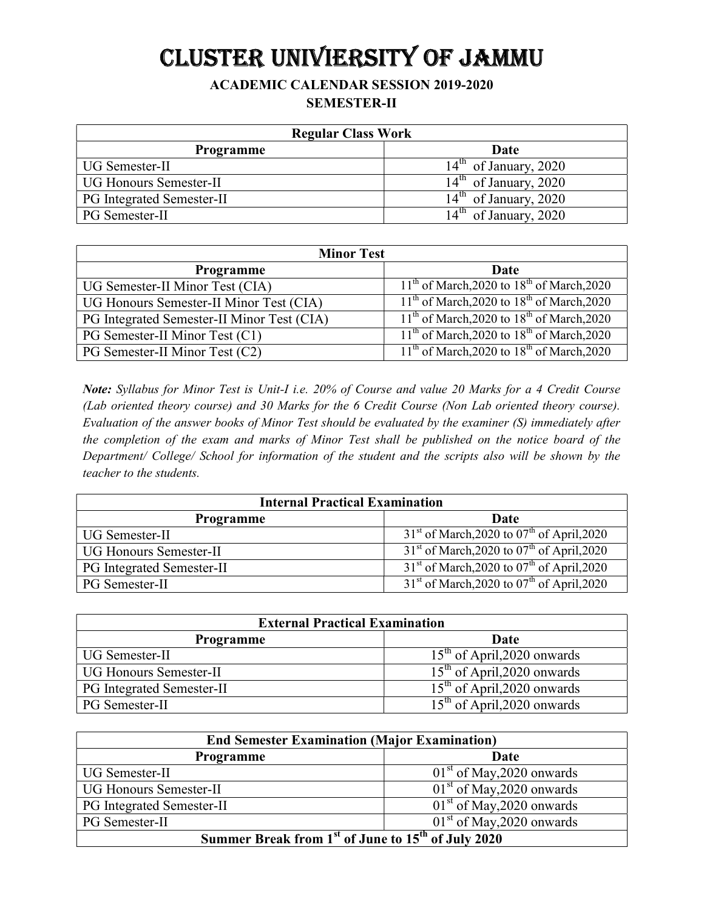# CLUSTER UNIVIERSITY OF JAMMU

**ACADEMIC CALENDAR SESSION 2019-2020**

**SEMESTER-II**

| **Regular Class Work** | |
|---|---|
| **Programme** | **Date** |
| UG Semester-II | 14th of January, 2020 |
| UG Honours Semester-II | 14th of January, 2020 |
| PG Integrated Semester-II | 14th of January, 2020 |
| PG Semester-II | 14th of January, 2020 |

| **Minor Test** | |
|---|---|
| **Programme** | **Date** |
| UG Semester-II Minor Test (CIA) | 11th of March,2020 to 18th of March,2020 |
| UG Honours Semester-II Minor Test (CIA) | 11th of March,2020 to 18th of March,2020 |
| PG Integrated Semester-II Minor Test (CIA) | 11th of March,2020 to 18th of March,2020 |
| PG Semester-II Minor Test (C1) | 11th of March,2020 to 18th of March,2020 |
| PG Semester-II Minor Test (C2) | 11th of March,2020 to 18th of March,2020 |

***Note:** Syllabus for Minor Test is Unit-I i.e. 20% of Course and value 20 Marks for a 4 Credit Course (Lab oriented theory course) and 30 Marks for the 6 Credit Course (Non Lab oriented theory course). Evaluation of the answer books of Minor Test should be evaluated by the examiner (S) immediately after the completion of the exam and marks of Minor Test shall be published on the notice board of the Department/ College/ School for information of the student and the scripts also will be shown by the teacher to the students.*

| **Internal Practical Examination** | |
|---|---|
| **Programme** | **Date** |
| UG Semester-II | 31st of March,2020 to 07th of April,2020 |
| UG Honours Semester-II | 31st of March,2020 to 07th of April,2020 |
| PG Integrated Semester-II | 31st of March,2020 to 07th of April,2020 |
| PG Semester-II | 31st of March,2020 to 07th of April,2020 |

| **External Practical Examination** | |
|---|---|
| **Programme** | **Date** |
| UG Semester-II | 15th of April,2020 onwards |
| UG Honours Semester-II | 15th of April,2020 onwards |
| PG Integrated Semester-II | 15th of April,2020 onwards |
| PG Semester-II | 15th of April,2020 onwards |

| **End Semester Examination (Major Examination)** | |
|---|---|
| **Programme** | **Date** |
| UG Semester-II | 01st of May,2020 onwards |
| UG Honours Semester-II | 01st of May,2020 onwards |
| PG Integrated Semester-II | 01st of May,2020 onwards |
| PG Semester-II | 01st of May,2020 onwards |
| **Summer Break from 1st of June to 15th of July 2020** | |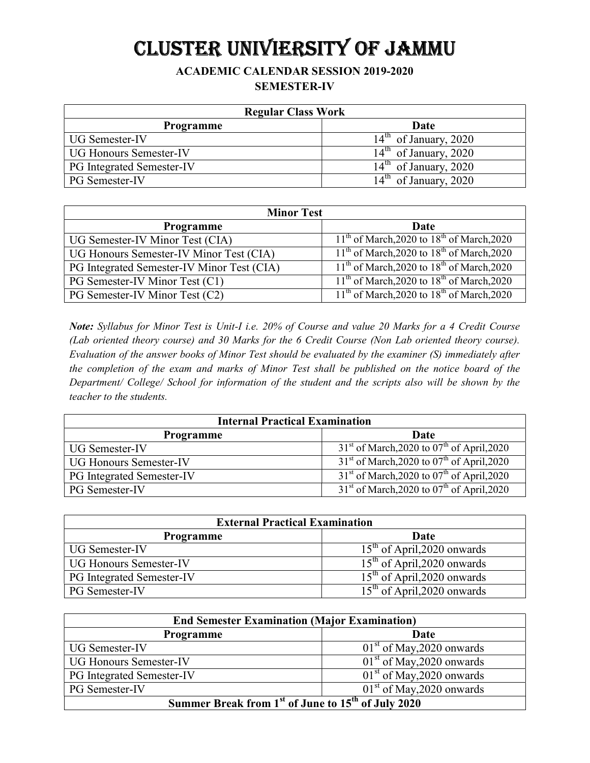# CLUSTER UNIVIERSITY OF JAMMU

### ACADEMIC CALENDAR SESSION 2019-2020

### SEMESTER-IV

| Regular Class Work | |
|---|---|
| **Programme** | **Date** |
| UG Semester-IV | 14th of January, 2020 |
| UG Honours Semester-IV | 14th of January, 2020 |
| PG Integrated Semester-IV | 14th of January, 2020 |
| PG Semester-IV | 14th of January, 2020 |

| Minor Test | |
|---|---|
| **Programme** | **Date** |
| UG Semester-IV Minor Test (CIA) | 11th of March,2020 to 18th of March,2020 |
| UG Honours Semester-IV Minor Test (CIA) | 11th of March,2020 to 18th of March,2020 |
| PG Integrated Semester-IV Minor Test (CIA) | 11th of March,2020 to 18th of March,2020 |
| PG Semester-IV Minor Test (C1) | 11th of March,2020 to 18th of March,2020 |
| PG Semester-IV Minor Test (C2) | 11th of March,2020 to 18th of March,2020 |

***Note:*** *Syllabus for Minor Test is Unit-I i.e. 20% of Course and value 20 Marks for a 4 Credit Course (Lab oriented theory course) and 30 Marks for the 6 Credit Course (Non Lab oriented theory course). Evaluation of the answer books of Minor Test should be evaluated by the examiner (S) immediately after the completion of the exam and marks of Minor Test shall be published on the notice board of the Department/ College/ School for information of the student and the scripts also will be shown by the teacher to the students.*

| Internal Practical Examination | |
|---|---|
| **Programme** | **Date** |
| UG Semester-IV | 31st of March,2020 to 07th of April,2020 |
| UG Honours Semester-IV | 31st of March,2020 to 07th of April,2020 |
| PG Integrated Semester-IV | 31st of March,2020 to 07th of April,2020 |
| PG Semester-IV | 31st of March,2020 to 07th of April,2020 |

| External Practical Examination | |
|---|---|
| **Programme** | **Date** |
| UG Semester-IV | 15th of April,2020 onwards |
| UG Honours Semester-IV | 15th of April,2020 onwards |
| PG Integrated Semester-IV | 15th of April,2020 onwards |
| PG Semester-IV | 15th of April,2020 onwards |

| End Semester Examination (Major Examination) | |
|---|---|
| **Programme** | **Date** |
| UG Semester-IV | 01st of May,2020 onwards |
| UG Honours Semester-IV | 01st of May,2020 onwards |
| PG Integrated Semester-IV | 01st of May,2020 onwards |
| PG Semester-IV | 01st of May,2020 onwards |
| **Summer Break from 1st of June to 15th of July 2020** | |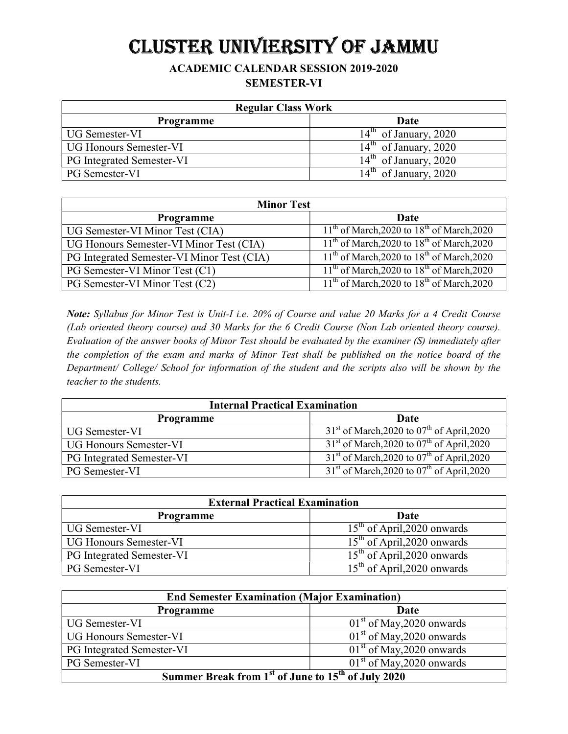# CLUSTER UNIVIERSITY OF JAMMU

## ACADEMIC CALENDAR SESSION 2019-2020

## SEMESTER-VI

| Regular Class Work | |
|---|---|
| **Programme** | **Date** |
| UG Semester-VI | 14th of January, 2020 |
| UG Honours Semester-VI | 14th of January, 2020 |
| PG Integrated Semester-VI | 14th of January, 2020 |
| PG Semester-VI | 14th of January, 2020 |

| Minor Test | |
|---|---|
| **Programme** | **Date** |
| UG Semester-VI Minor Test (CIA) | 11th of March,2020 to 18th of March,2020 |
| UG Honours Semester-VI Minor Test (CIA) | 11th of March,2020 to 18th of March,2020 |
| PG Integrated Semester-VI Minor Test (CIA) | 11th of March,2020 to 18th of March,2020 |
| PG Semester-VI Minor Test (C1) | 11th of March,2020 to 18th of March,2020 |
| PG Semester-VI Minor Test (C2) | 11th of March,2020 to 18th of March,2020 |

***Note:*** *Syllabus for Minor Test is Unit-I i.e. 20% of Course and value 20 Marks for a 4 Credit Course (Lab oriented theory course) and 30 Marks for the 6 Credit Course (Non Lab oriented theory course). Evaluation of the answer books of Minor Test should be evaluated by the examiner (S) immediately after the completion of the exam and marks of Minor Test shall be published on the notice board of the Department/ College/ School for information of the student and the scripts also will be shown by the teacher to the students.*

| Internal Practical Examination | |
|---|---|
| **Programme** | **Date** |
| UG Semester-VI | 31st of March,2020 to 07th of April,2020 |
| UG Honours Semester-VI | 31st of March,2020 to 07th of April,2020 |
| PG Integrated Semester-VI | 31st of March,2020 to 07th of April,2020 |
| PG Semester-VI | 31st of March,2020 to 07th of April,2020 |

| External Practical Examination | |
|---|---|
| **Programme** | **Date** |
| UG Semester-VI | 15th of April,2020 onwards |
| UG Honours Semester-VI | 15th of April,2020 onwards |
| PG Integrated Semester-VI | 15th of April,2020 onwards |
| PG Semester-VI | 15th of April,2020 onwards |

| End Semester Examination (Major Examination) | |
|---|---|
| **Programme** | **Date** |
| UG Semester-VI | 01st of May,2020 onwards |
| UG Honours Semester-VI | 01st of May,2020 onwards |
| PG Integrated Semester-VI | 01st of May,2020 onwards |
| PG Semester-VI | 01st of May,2020 onwards |
| **Summer Break from 1st of June to 15th of July 2020** | |